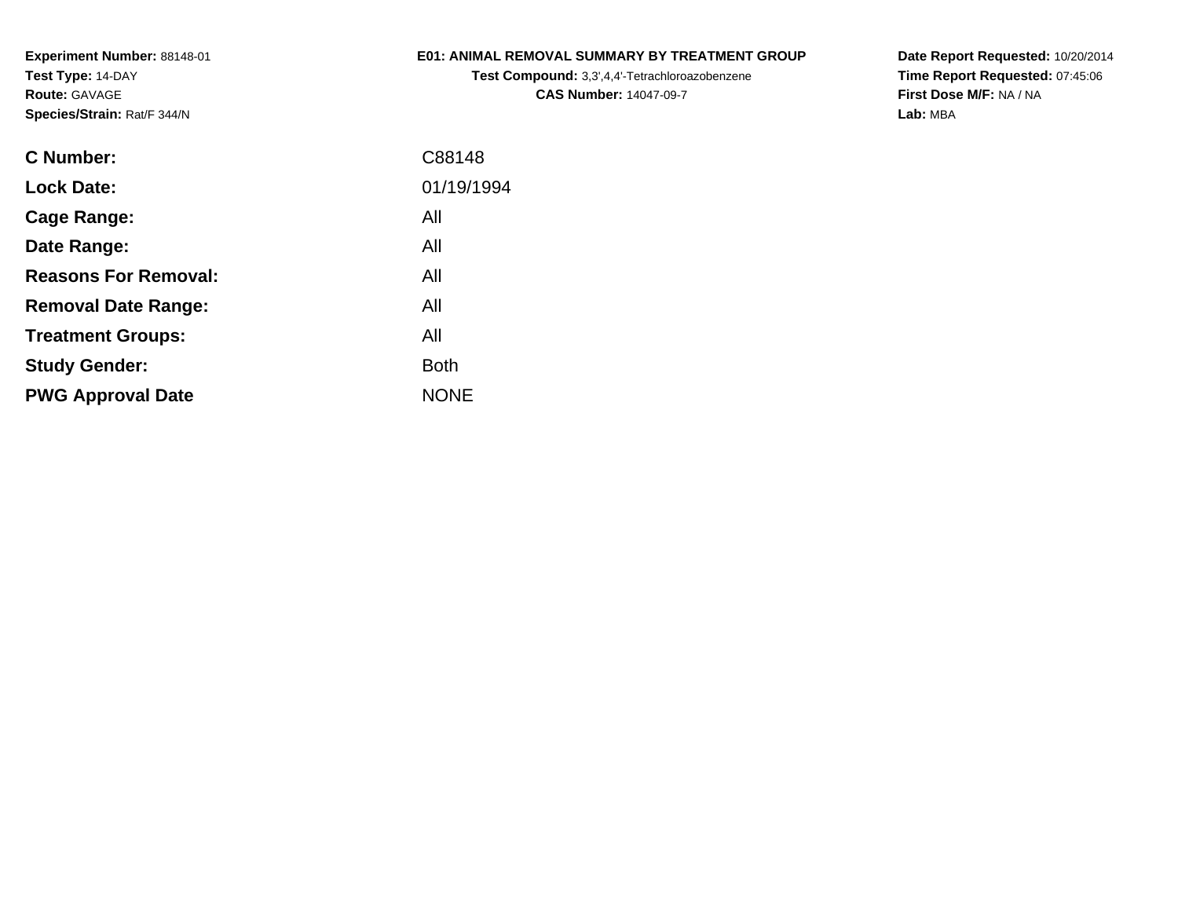**Experiment Number:** 88148-01
**Test Type:** 14-DAY
**Route:** GAVAGE
**Species/Strain:** Rat/F 344/N

**E01: ANIMAL REMOVAL SUMMARY BY TREATMENT GROUP**
**Test Compound:** 3,3',4,4'-Tetrachloroazobenzene
**CAS Number:** 14047-09-7

**Date Report Requested:** 10/20/2014
**Time Report Requested:** 07:45:06
**First Dose M/F:** NA / NA
**Lab:** MBA

| | |
|---|---|
| **C Number:** | C88148 |
| **Lock Date:** | 01/19/1994 |
| **Cage Range:** | All |
| **Date Range:** | All |
| **Reasons For Removal:** | All |
| **Removal Date Range:** | All |
| **Treatment Groups:** | All |
| **Study Gender:** | Both |
| **PWG Approval Date** | NONE |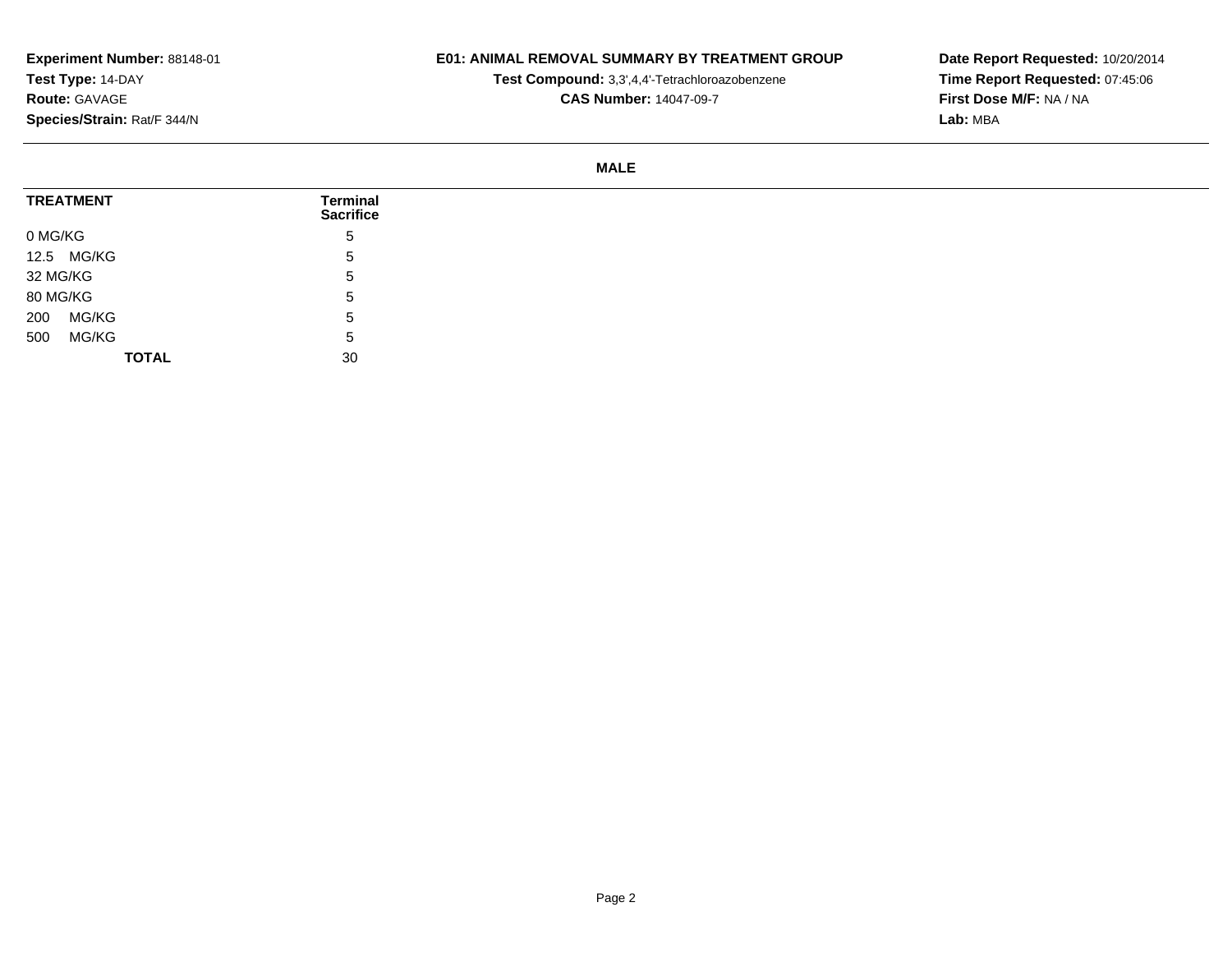**Experiment Number:** 88148-01
**Test Type:** 14-DAY
**Route:** GAVAGE
**Species/Strain:** Rat/F 344/N

**E01: ANIMAL REMOVAL SUMMARY BY TREATMENT GROUP**
**Test Compound:** 3,3',4,4'-Tetrachloroazobenzene
**CAS Number:** 14047-09-7

**Date Report Requested:** 10/20/2014
**Time Report Requested:** 07:45:06
**First Dose M/F:** NA / NA
**Lab:** MBA

**MALE**

| TREATMENT | Terminal Sacrifice |
|---|---|
| 0 MG/KG | 5 |
| 12.5 MG/KG | 5 |
| 32 MG/KG | 5 |
| 80 MG/KG | 5 |
| 200 MG/KG | 5 |
| 500 MG/KG | 5 |
| **TOTAL** | 30 |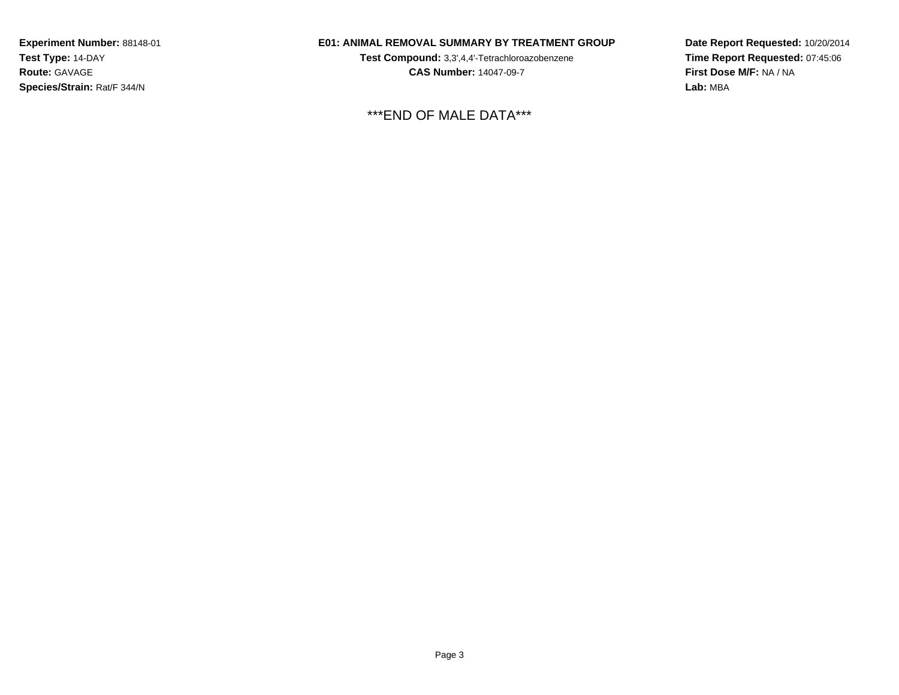**Experiment Number:** 88148-01
**Test Type:** 14-DAY
**Route:** GAVAGE
**Species/Strain:** Rat/F 344/N

**E01: ANIMAL REMOVAL SUMMARY BY TREATMENT GROUP**
**Test Compound:** 3,3',4,4'-Tetrachloroazobenzene
**CAS Number:** 14047-09-7

**Date Report Requested:** 10/20/2014
**Time Report Requested:** 07:45:06
**First Dose M/F:** NA / NA
**Lab:** MBA

***END OF MALE DATA***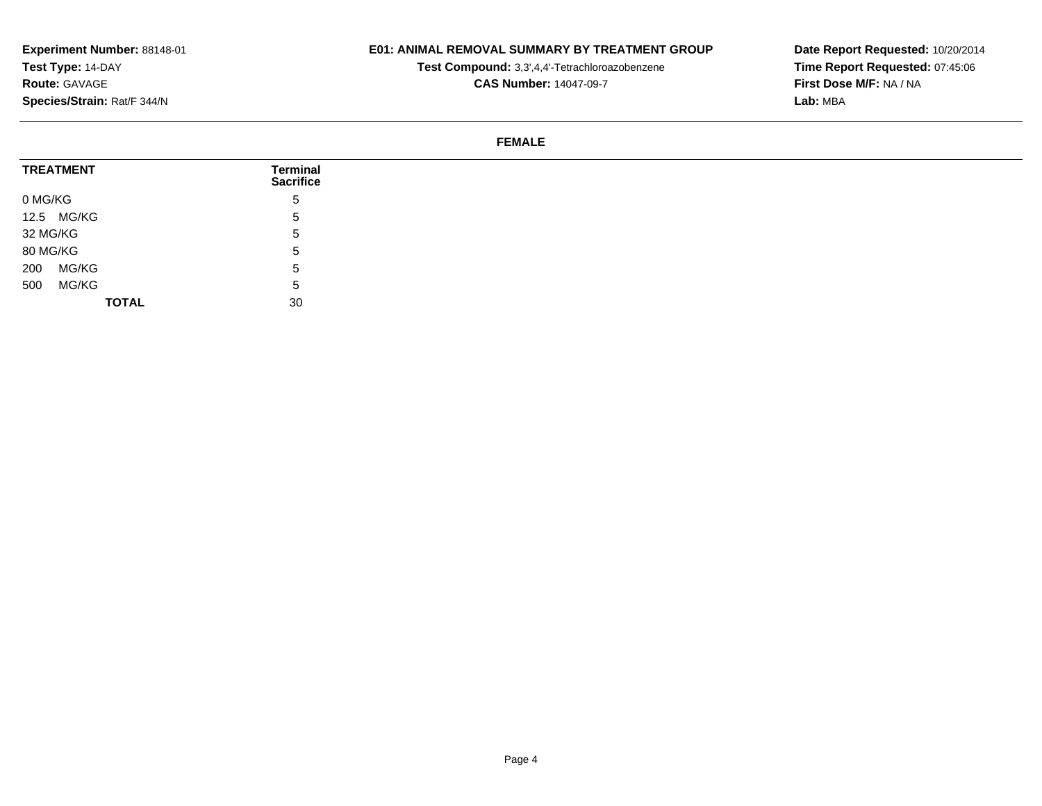**Experiment Number:** 88148-01
**Test Type:** 14-DAY
**Route:** GAVAGE
**Species/Strain:** Rat/F 344/N

**E01: ANIMAL REMOVAL SUMMARY BY TREATMENT GROUP**
**Test Compound:** 3,3',4,4'-Tetrachloroazobenzene
**CAS Number:** 14047-09-7

**Date Report Requested:** 10/20/2014
**Time Report Requested:** 07:45:06
**First Dose M/F:** NA / NA
**Lab:** MBA

**FEMALE**

| TREATMENT | Terminal Sacrifice |
|---|---|
| 0 MG/KG | 5 |
| 12.5 MG/KG | 5 |
| 32 MG/KG | 5 |
| 80 MG/KG | 5 |
| 200 MG/KG | 5 |
| 500 MG/KG | 5 |
| **TOTAL** | 30 |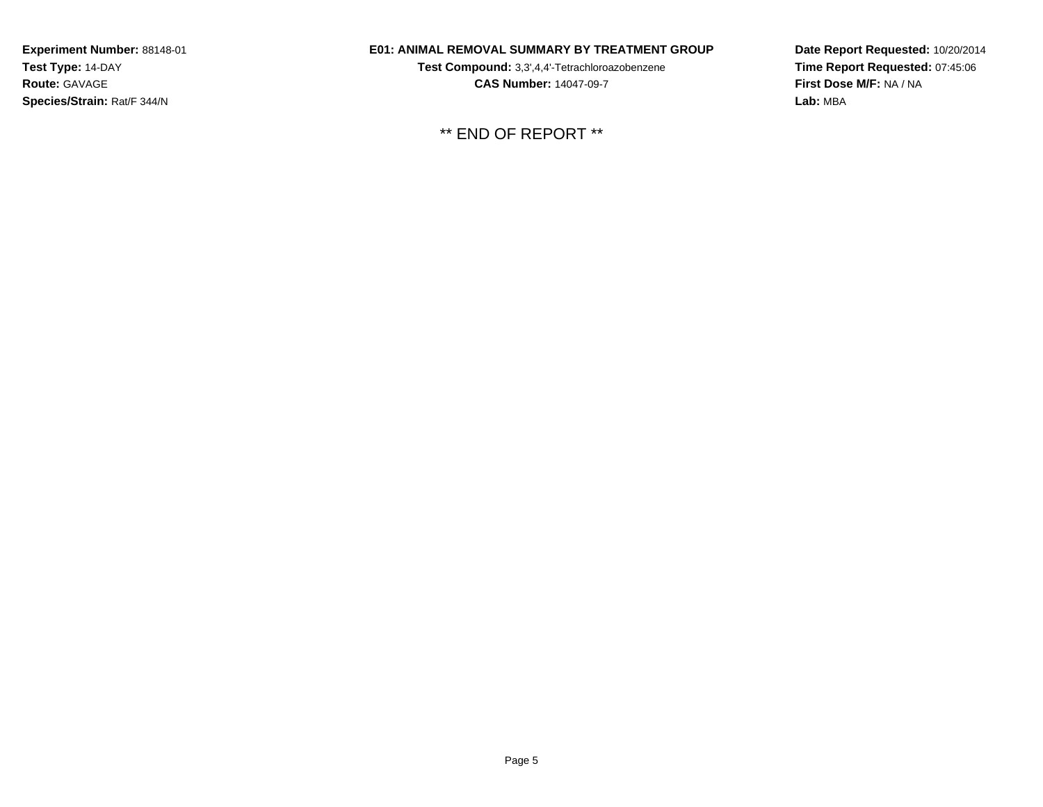** END OF REPORT **